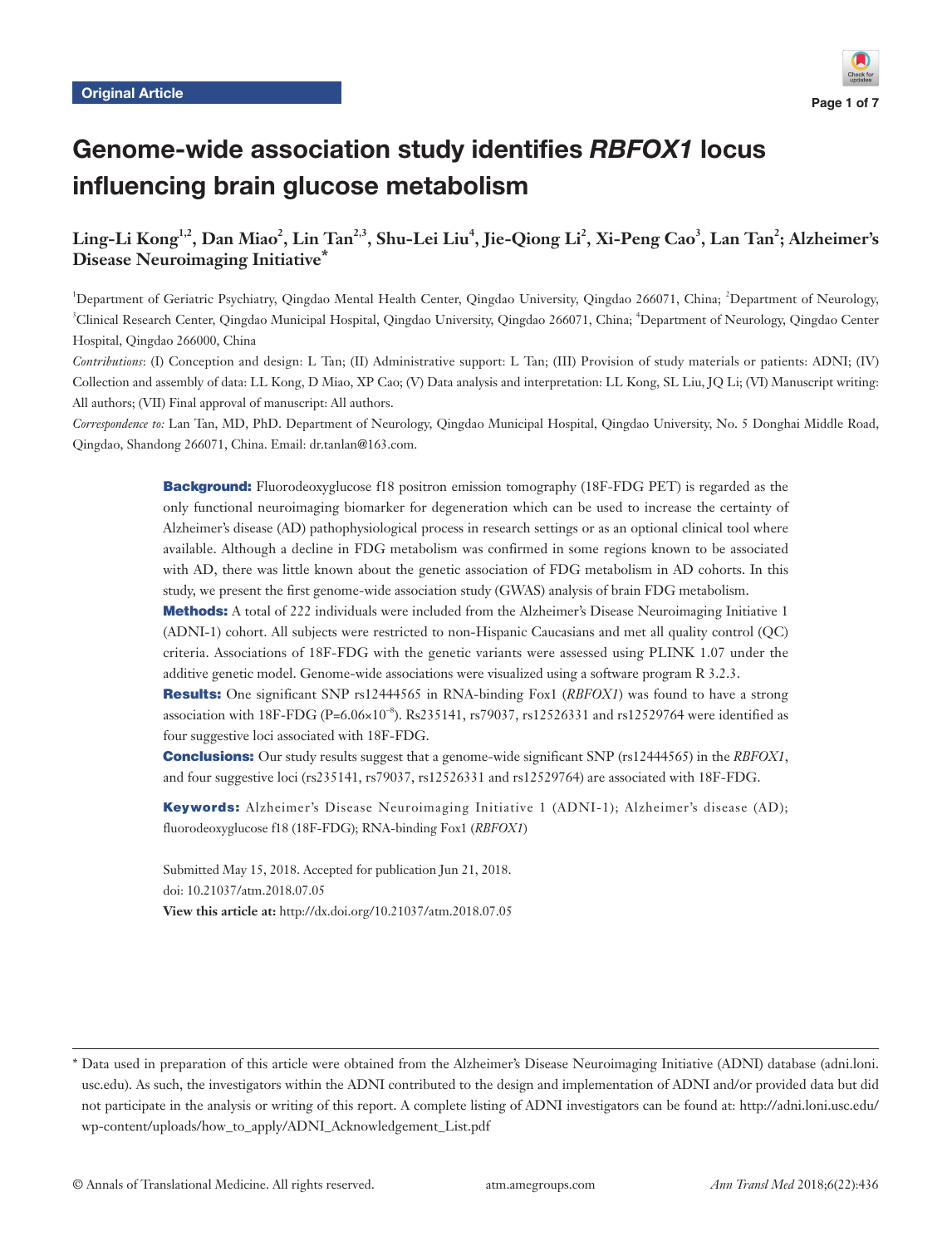Original Article

# Genome-wide association study identifies *RBFOX1* locus influencing brain glucose metabolism

**Ling-Li Kong[1,2], Dan Miao[2], Lin Tan[2,3], Shu-Lei Liu[4], Jie-Qiong Li[2], Xi-Peng Cao[3], Lan Tan[2]; Alzheimer's Disease Neuroimaging Initiative***

[1]Department of Geriatric Psychiatry, Qingdao Mental Health Center, Qingdao University, Qingdao 266071, China; [2]Department of Neurology, [3]Clinical Research Center, Qingdao Municipal Hospital, Qingdao University, Qingdao 266071, China; [4]Department of Neurology, Qingdao Center Hospital, Qingdao 266000, China

*Contributions*: (I) Conception and design: L Tan; (II) Administrative support: L Tan; (III) Provision of study materials or patients: ADNI; (IV) Collection and assembly of data: LL Kong, D Miao, XP Cao; (V) Data analysis and interpretation: LL Kong, SL Liu, JQ Li; (VI) Manuscript writing: All authors; (VII) Final approval of manuscript: All authors.

*Correspondence to:* Lan Tan, MD, PhD. Department of Neurology, Qingdao Municipal Hospital, Qingdao University, No. 5 Donghai Middle Road, Qingdao, Shandong 266071, China. Email: dr.tanlan@163.com.

**Background:** Fluorodeoxyglucose f18 positron emission tomography (18F-FDG PET) is regarded as the only functional neuroimaging biomarker for degeneration which can be used to increase the certainty of Alzheimer's disease (AD) pathophysiological process in research settings or as an optional clinical tool where available. Although a decline in FDG metabolism was confirmed in some regions known to be associated with AD, there was little known about the genetic association of FDG metabolism in AD cohorts. In this study, we present the first genome-wide association study (GWAS) analysis of brain FDG metabolism.

**Methods:** A total of 222 individuals were included from the Alzheimer's Disease Neuroimaging Initiative 1 (ADNI-1) cohort. All subjects were restricted to non-Hispanic Caucasians and met all quality control (QC) criteria. Associations of 18F-FDG with the genetic variants were assessed using PLINK 1.07 under the additive genetic model. Genome-wide associations were visualized using a software program R 3.2.3.

**Results:** One significant SNP rs12444565 in RNA-binding Fox1 (*RBFOX1*) was found to have a strong association with 18F-FDG ($P=6.06\times10^{-8}$). Rs235141, rs79037, rs12526331 and rs12529764 were identified as four suggestive loci associated with 18F-FDG.

**Conclusions:** Our study results suggest that a genome-wide significant SNP (rs12444565) in the *RBFOX1*, and four suggestive loci (rs235141, rs79037, rs12526331 and rs12529764) are associated with 18F-FDG.

**Keywords:** Alzheimer's Disease Neuroimaging Initiative 1 (ADNI-1); Alzheimer's disease (AD); fluorodeoxyglucose f18 (18F-FDG); RNA-binding Fox1 (*RBFOX1*)

Submitted May 15, 2018. Accepted for publication Jun 21, 2018.
doi: 10.21037/atm.2018.07.05
**View this article at:** http://dx.doi.org/10.21037/atm.2018.07.05

---

* Data used in preparation of this article were obtained from the Alzheimer's Disease Neuroimaging Initiative (ADNI) database (adni.loni.usc.edu). As such, the investigators within the ADNI contributed to the design and implementation of ADNI and/or provided data but did not participate in the analysis or writing of this report. A complete listing of ADNI investigators can be found at: http://adni.loni.usc.edu/wp-content/uploads/how_to_apply/ADNI_Acknowledgement_List.pdf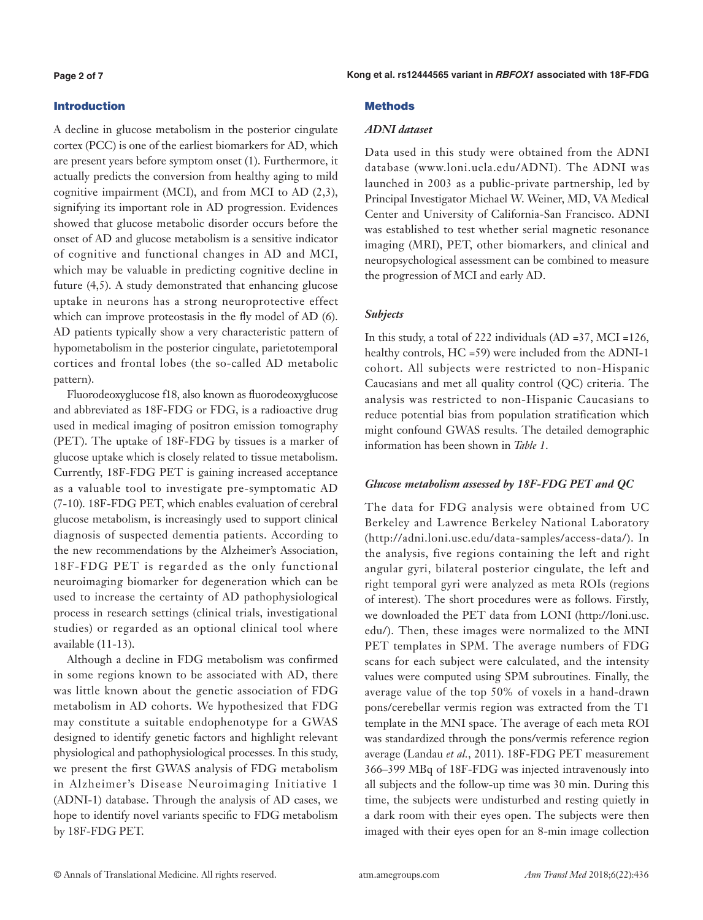## Introduction

A decline in glucose metabolism in the posterior cingulate cortex (PCC) is one of the earliest biomarkers for AD, which are present years before symptom onset (1). Furthermore, it actually predicts the conversion from healthy aging to mild cognitive impairment (MCI), and from MCI to AD (2,3), signifying its important role in AD progression. Evidences showed that glucose metabolic disorder occurs before the onset of AD and glucose metabolism is a sensitive indicator of cognitive and functional changes in AD and MCI, which may be valuable in predicting cognitive decline in future (4,5). A study demonstrated that enhancing glucose uptake in neurons has a strong neuroprotective effect which can improve proteostasis in the fly model of AD (6). AD patients typically show a very characteristic pattern of hypometabolism in the posterior cingulate, parietotemporal cortices and frontal lobes (the so-called AD metabolic pattern).

Fluorodeoxyglucose f18, also known as fluorodeoxyglucose and abbreviated as 18F-FDG or FDG, is a radioactive drug used in medical imaging of positron emission tomography (PET). The uptake of 18F-FDG by tissues is a marker of glucose uptake which is closely related to tissue metabolism. Currently, 18F-FDG PET is gaining increased acceptance as a valuable tool to investigate pre-symptomatic AD (7-10). 18F-FDG PET, which enables evaluation of cerebral glucose metabolism, is increasingly used to support clinical diagnosis of suspected dementia patients. According to the new recommendations by the Alzheimer's Association, 18F-FDG PET is regarded as the only functional neuroimaging biomarker for degeneration which can be used to increase the certainty of AD pathophysiological process in research settings (clinical trials, investigational studies) or regarded as an optional clinical tool where available (11-13).

Although a decline in FDG metabolism was confirmed in some regions known to be associated with AD, there was little known about the genetic association of FDG metabolism in AD cohorts. We hypothesized that FDG may constitute a suitable endophenotype for a GWAS designed to identify genetic factors and highlight relevant physiological and pathophysiological processes. In this study, we present the first GWAS analysis of FDG metabolism in Alzheimer's Disease Neuroimaging Initiative 1 (ADNI-1) database. Through the analysis of AD cases, we hope to identify novel variants specific to FDG metabolism by 18F-FDG PET.

## Methods

### *ADNI dataset*

Data used in this study were obtained from the ADNI database (www.loni.ucla.edu/ADNI). The ADNI was launched in 2003 as a public-private partnership, led by Principal Investigator Michael W. Weiner, MD, VA Medical Center and University of California-San Francisco. ADNI was established to test whether serial magnetic resonance imaging (MRI), PET, other biomarkers, and clinical and neuropsychological assessment can be combined to measure the progression of MCI and early AD.

### *Subjects*

In this study, a total of 222 individuals (AD =37, MCI =126, healthy controls, HC =59) were included from the ADNI-1 cohort. All subjects were restricted to non-Hispanic Caucasians and met all quality control (QC) criteria. The analysis was restricted to non-Hispanic Caucasians to reduce potential bias from population stratification which might confound GWAS results. The detailed demographic information has been shown in *Table 1*.

### *Glucose metabolism assessed by 18F-FDG PET and QC*

The data for FDG analysis were obtained from UC Berkeley and Lawrence Berkeley National Laboratory (http://adni.loni.usc.edu/data-samples/access-data/). In the analysis, five regions containing the left and right angular gyri, bilateral posterior cingulate, the left and right temporal gyri were analyzed as meta ROIs (regions of interest). The short procedures were as follows. Firstly, we downloaded the PET data from LONI (http://loni.usc.edu/). Then, these images were normalized to the MNI PET templates in SPM. The average numbers of FDG scans for each subject were calculated, and the intensity values were computed using SPM subroutines. Finally, the average value of the top 50% of voxels in a hand-drawn pons/cerebellar vermis region was extracted from the T1 template in the MNI space. The average of each meta ROI was standardized through the pons/vermis reference region average (Landau *et al.*, 2011). 18F-FDG PET measurement 366–399 MBq of 18F-FDG was injected intravenously into all subjects and the follow-up time was 30 min. During this time, the subjects were undisturbed and resting quietly in a dark room with their eyes open. The subjects were then imaged with their eyes open for an 8-min image collection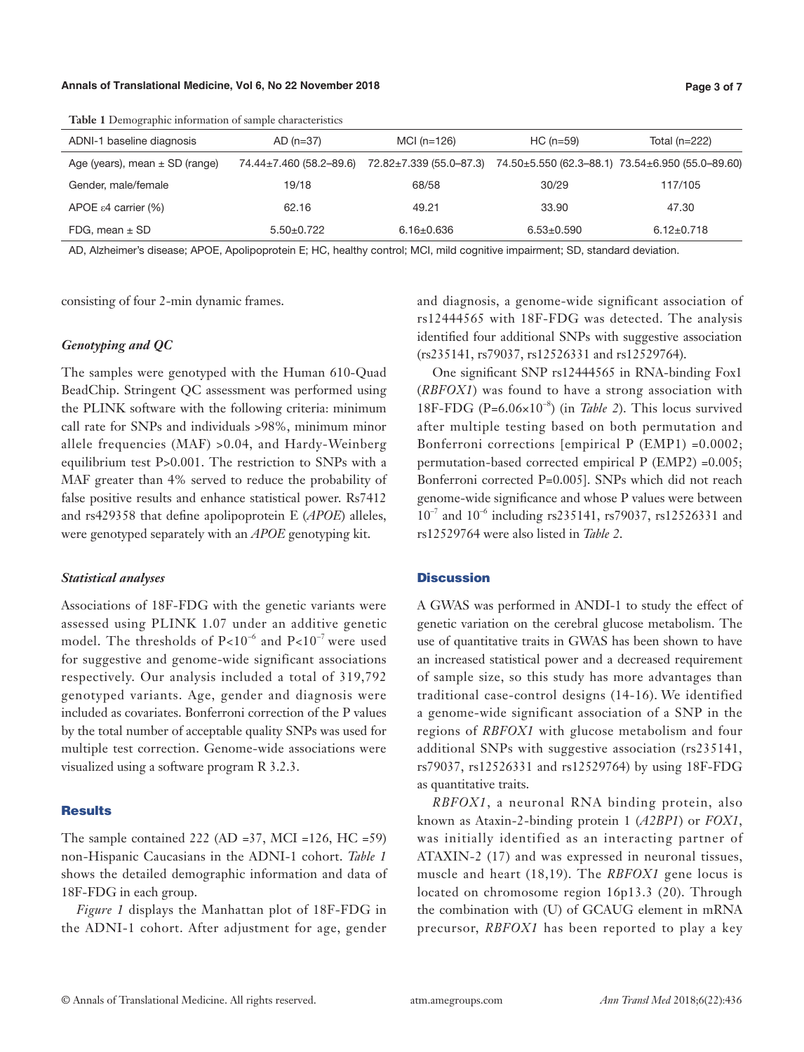**Table 1** Demographic information of sample characteristics

| ADNI-1 baseline diagnosis | AD (n=37) | MCI (n=126) | HC (n=59) | Total (n=222) |
|---|---|---|---|---|
| Age (years), mean ± SD (range) | 74.44±7.460 (58.2–89.6) | 72.82±7.339 (55.0–87.3) | 74.50±5.550 (62.3–88.1) | 73.54±6.950 (55.0–89.60) |
| Gender, male/female | 19/18 | 68/58 | 30/29 | 117/105 |
| APOE ε4 carrier (%) | 62.16 | 49.21 | 33.90 | 47.30 |
| FDG, mean ± SD | 5.50±0.722 | 6.16±0.636 | 6.53±0.590 | 6.12±0.718 |

AD, Alzheimer's disease; APOE, Apolipoprotein E; HC, healthy control; MCI, mild cognitive impairment; SD, standard deviation.

consisting of four 2-min dynamic frames.

### *Genotyping and QC*

The samples were genotyped with the Human 610-Quad BeadChip. Stringent QC assessment was performed using the PLINK software with the following criteria: minimum call rate for SNPs and individuals >98%, minimum minor allele frequencies (MAF) >0.04, and Hardy-Weinberg equilibrium test P>0.001. The restriction to SNPs with a MAF greater than 4% served to reduce the probability of false positive results and enhance statistical power. Rs7412 and rs429358 that define apolipoprotein E (*APOE*) alleles, were genotyped separately with an *APOE* genotyping kit.

### *Statistical analyses*

Associations of 18F-FDG with the genetic variants were assessed using PLINK 1.07 under an additive genetic model. The thresholds of $P<10^{-6}$ and $P<10^{-7}$ were used for suggestive and genome-wide significant associations respectively. Our analysis included a total of 319,792 genotyped variants. Age, gender and diagnosis were included as covariates. Bonferroni correction of the P values by the total number of acceptable quality SNPs was used for multiple test correction. Genome-wide associations were visualized using a software program R 3.2.3.

## Results

The sample contained 222 (AD =37, MCI =126, HC =59) non-Hispanic Caucasians in the ADNI-1 cohort. *Table 1* shows the detailed demographic information and data of 18F-FDG in each group.

*Figure 1* displays the Manhattan plot of 18F-FDG in the ADNI-1 cohort. After adjustment for age, gender and diagnosis, a genome-wide significant association of rs12444565 with 18F-FDG was detected. The analysis identified four additional SNPs with suggestive association (rs235141, rs79037, rs12526331 and rs12529764).

One significant SNP rs12444565 in RNA-binding Fox1 (*RBFOX1*) was found to have a strong association with 18F-FDG ($P=6.06\times10^{-8}$) (in *Table 2*). This locus survived after multiple testing based on both permutation and Bonferroni corrections [empirical P (EMP1) =0.0002; permutation-based corrected empirical P (EMP2) =0.005; Bonferroni corrected P=0.005]. SNPs which did not reach genome-wide significance and whose P values were between $10^{-7}$ and $10^{-6}$ including rs235141, rs79037, rs12526331 and rs12529764 were also listed in *Table 2*.

## Discussion

A GWAS was performed in ANDI-1 to study the effect of genetic variation on the cerebral glucose metabolism. The use of quantitative traits in GWAS has been shown to have an increased statistical power and a decreased requirement of sample size, so this study has more advantages than traditional case-control designs (14-16). We identified a genome-wide significant association of a SNP in the regions of *RBFOX1* with glucose metabolism and four additional SNPs with suggestive association (rs235141, rs79037, rs12526331 and rs12529764) by using 18F-FDG as quantitative traits.

*RBFOX1*, a neuronal RNA binding protein, also known as Ataxin-2-binding protein 1 (*A2BP1*) or *FOX1*, was initially identified as an interacting partner of ATAXIN-2 (17) and was expressed in neuronal tissues, muscle and heart (18,19). The *RBFOX1* gene locus is located on chromosome region 16p13.3 (20). Through the combination with (U) of GCAUG element in mRNA precursor, *RBFOX1* has been reported to play a key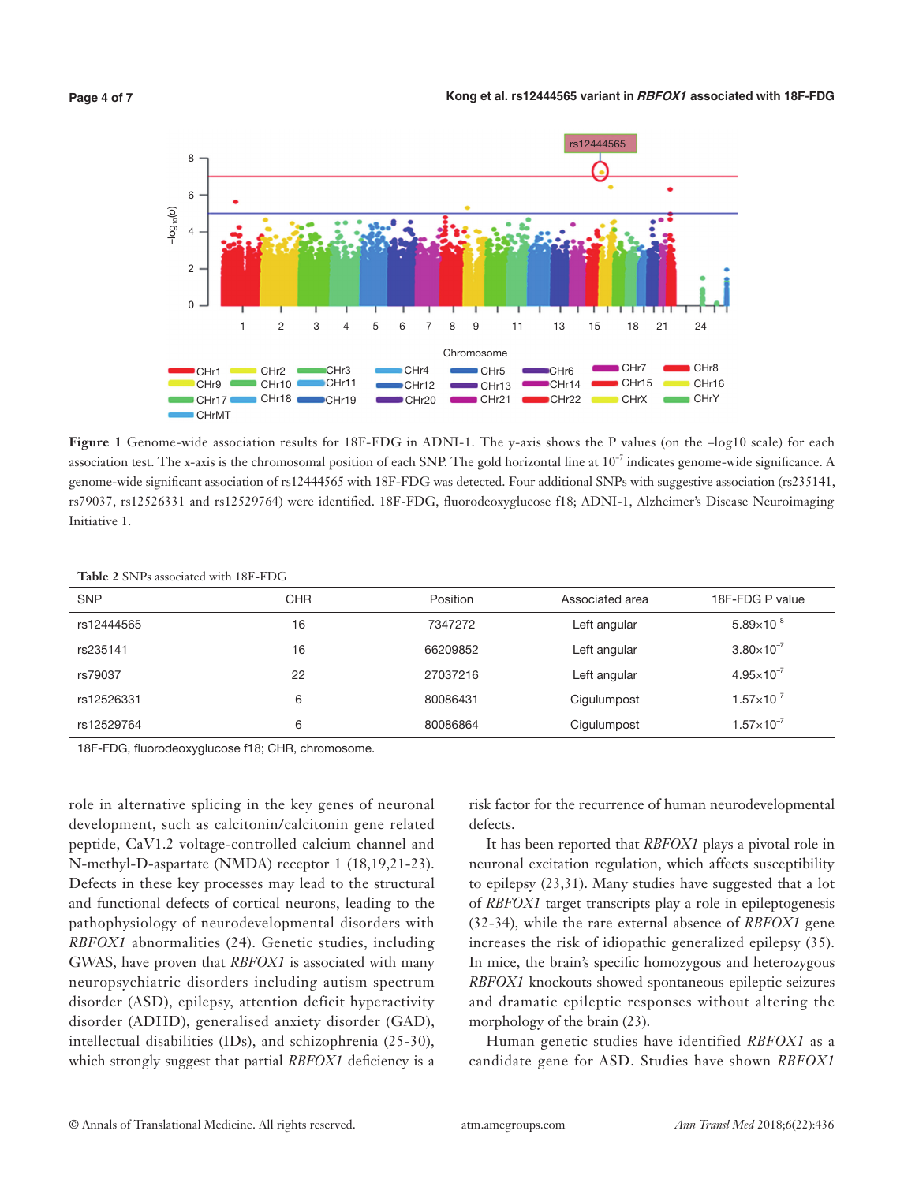Figure 1 Genome-wide association results for 18F-FDG in ADNI-1. The y-axis shows the P values (on the –log10 scale) for each association test. The x-axis is the chromosomal position of each SNP. The gold horizontal line at $10^{-7}$ indicates genome-wide significance. A genome-wide significant association of rs12444565 with 18F-FDG was detected. Four additional SNPs with suggestive association (rs235141, rs79037, rs12526331 and rs12529764) were identified. 18F-FDG, fluorodeoxyglucose f18; ADNI-1, Alzheimer's Disease Neuroimaging Initiative 1.

**Table 2** SNPs associated with 18F-FDG

| SNP | CHR | Position | Associated area | 18F-FDG P value |
|---|---|---|---|---|
| rs12444565 | 16 | 7347272 | Left angular | $5.89\times10^{-8}$ |
| rs235141 | 16 | 66209852 | Left angular | $3.80\times10^{-7}$ |
| rs79037 | 22 | 27037216 | Left angular | $4.95\times10^{-7}$ |
| rs12526331 | 6 | 80086431 | Cigulumpost | $1.57\times10^{-7}$ |
| rs12529764 | 6 | 80086864 | Cigulumpost | $1.57\times10^{-7}$ |

18F-FDG, fluorodeoxyglucose f18; CHR, chromosome.

role in alternative splicing in the key genes of neuronal development, such as calcitonin/calcitonin gene related peptide, CaV1.2 voltage-controlled calcium channel and N-methyl-D-aspartate (NMDA) receptor 1 (18,19,21-23). Defects in these key processes may lead to the structural and functional defects of cortical neurons, leading to the pathophysiology of neurodevelopmental disorders with *RBFOX1* abnormalities (24). Genetic studies, including GWAS, have proven that *RBFOX1* is associated with many neuropsychiatric disorders including autism spectrum disorder (ASD), epilepsy, attention deficit hyperactivity disorder (ADHD), generalised anxiety disorder (GAD), intellectual disabilities (IDs), and schizophrenia (25-30), which strongly suggest that partial *RBFOX1* deficiency is a risk factor for the recurrence of human neurodevelopmental defects.

It has been reported that *RBFOX1* plays a pivotal role in neuronal excitation regulation, which affects susceptibility to epilepsy (23,31). Many studies have suggested that a lot of *RBFOX1* target transcripts play a role in epileptogenesis (32-34), while the rare external absence of *RBFOX1* gene increases the risk of idiopathic generalized epilepsy (35). In mice, the brain's specific homozygous and heterozygous *RBFOX1* knockouts showed spontaneous epileptic seizures and dramatic epileptic responses without altering the morphology of the brain (23).

Human genetic studies have identified *RBFOX1* as a candidate gene for ASD. Studies have shown *RBFOX1*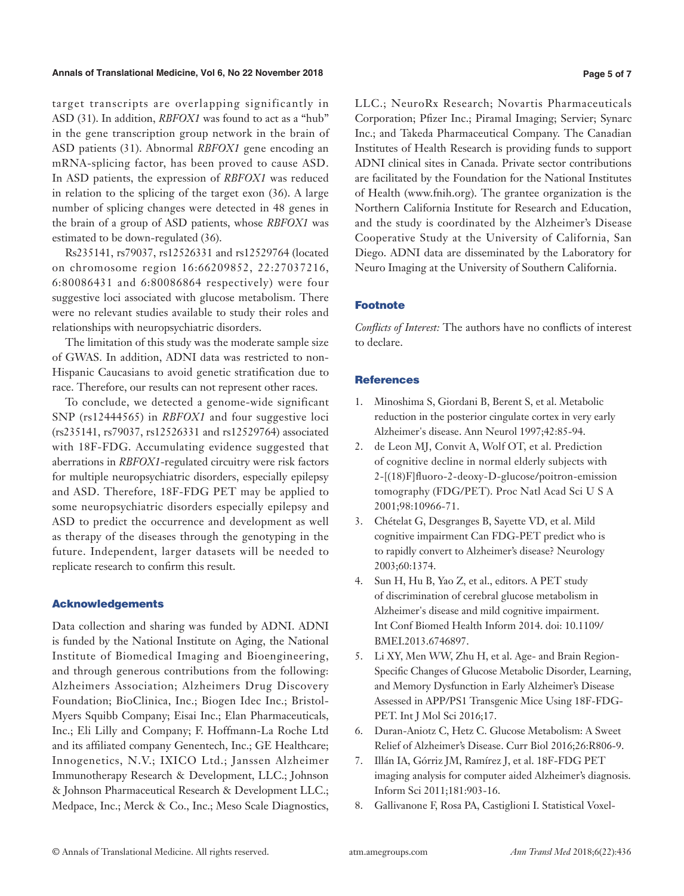target transcripts are overlapping significantly in ASD (31). In addition, *RBFOX1* was found to act as a "hub" in the gene transcription group network in the brain of ASD patients (31). Abnormal *RBFOX1* gene encoding an mRNA-splicing factor, has been proved to cause ASD. In ASD patients, the expression of *RBFOX1* was reduced in relation to the splicing of the target exon (36). A large number of splicing changes were detected in 48 genes in the brain of a group of ASD patients, whose *RBFOX1* was estimated to be down-regulated (36).

Rs235141, rs79037, rs12526331 and rs12529764 (located on chromosome region 16:66209852, 22:27037216, 6:80086431 and 6:80086864 respectively) were four suggestive loci associated with glucose metabolism. There were no relevant studies available to study their roles and relationships with neuropsychiatric disorders.

The limitation of this study was the moderate sample size of GWAS. In addition, ADNI data was restricted to non-Hispanic Caucasians to avoid genetic stratification due to race. Therefore, our results can not represent other races.

To conclude, we detected a genome-wide significant SNP (rs12444565) in *RBFOX1* and four suggestive loci (rs235141, rs79037, rs12526331 and rs12529764) associated with 18F-FDG. Accumulating evidence suggested that aberrations in *RBFOX1*-regulated circuitry were risk factors for multiple neuropsychiatric disorders, especially epilepsy and ASD. Therefore, 18F-FDG PET may be applied to some neuropsychiatric disorders especially epilepsy and ASD to predict the occurrence and development as well as therapy of the diseases through the genotyping in the future. Independent, larger datasets will be needed to replicate research to confirm this result.

## Acknowledgements

Data collection and sharing was funded by ADNI. ADNI is funded by the National Institute on Aging, the National Institute of Biomedical Imaging and Bioengineering, and through generous contributions from the following: Alzheimers Association; Alzheimers Drug Discovery Foundation; BioClinica, Inc.; Biogen Idec Inc.; Bristol-Myers Squibb Company; Eisai Inc.; Elan Pharmaceuticals, Inc.; Eli Lilly and Company; F. Hoffmann-La Roche Ltd and its affiliated company Genentech, Inc.; GE Healthcare; Innogenetics, N.V.; IXICO Ltd.; Janssen Alzheimer Immunotherapy Research & Development, LLC.; Johnson & Johnson Pharmaceutical Research & Development LLC.; Medpace, Inc.; Merck & Co., Inc.; Meso Scale Diagnostics, LLC.; NeuroRx Research; Novartis Pharmaceuticals Corporation; Pfizer Inc.; Piramal Imaging; Servier; Synarc Inc.; and Takeda Pharmaceutical Company. The Canadian Institutes of Health Research is providing funds to support ADNI clinical sites in Canada. Private sector contributions are facilitated by the Foundation for the National Institutes of Health (www.fnih.org). The grantee organization is the Northern California Institute for Research and Education, and the study is coordinated by the Alzheimer's Disease Cooperative Study at the University of California, San Diego. ADNI data are disseminated by the Laboratory for Neuro Imaging at the University of Southern California.

## Footnote

*Conflicts of Interest:* The authors have no conflicts of interest to declare.

## References

1. Minoshima S, Giordani B, Berent S, et al. Metabolic reduction in the posterior cingulate cortex in very early Alzheimer's disease. Ann Neurol 1997;42:85-94.
2. de Leon MJ, Convit A, Wolf OT, et al. Prediction of cognitive decline in normal elderly subjects with 2-[(18)F]fluoro-2-deoxy-D-glucose/poitron-emission tomography (FDG/PET). Proc Natl Acad Sci U S A 2001;98:10966-71.
3. Chételat G, Desgranges B, Sayette VD, et al. Mild cognitive impairment Can FDG-PET predict who is to rapidly convert to Alzheimer's disease? Neurology 2003;60:1374.
4. Sun H, Hu B, Yao Z, et al., editors. A PET study of discrimination of cerebral glucose metabolism in Alzheimer's disease and mild cognitive impairment. Int Conf Biomed Health Inform 2014. doi: 10.1109/BMEI.2013.6746897.
5. Li XY, Men WW, Zhu H, et al. Age- and Brain Region-Specific Changes of Glucose Metabolic Disorder, Learning, and Memory Dysfunction in Early Alzheimer's Disease Assessed in APP/PS1 Transgenic Mice Using 18F-FDG-PET. Int J Mol Sci 2016;17.
6. Duran-Aniotz C, Hetz C. Glucose Metabolism: A Sweet Relief of Alzheimer's Disease. Curr Biol 2016;26:R806-9.
7. Illán IA, Górriz JM, Ramírez J, et al. 18F-FDG PET imaging analysis for computer aided Alzheimer's diagnosis. Inform Sci 2011;181:903-16.
8. Gallivanone F, Rosa PA, Castiglioni I. Statistical Voxel-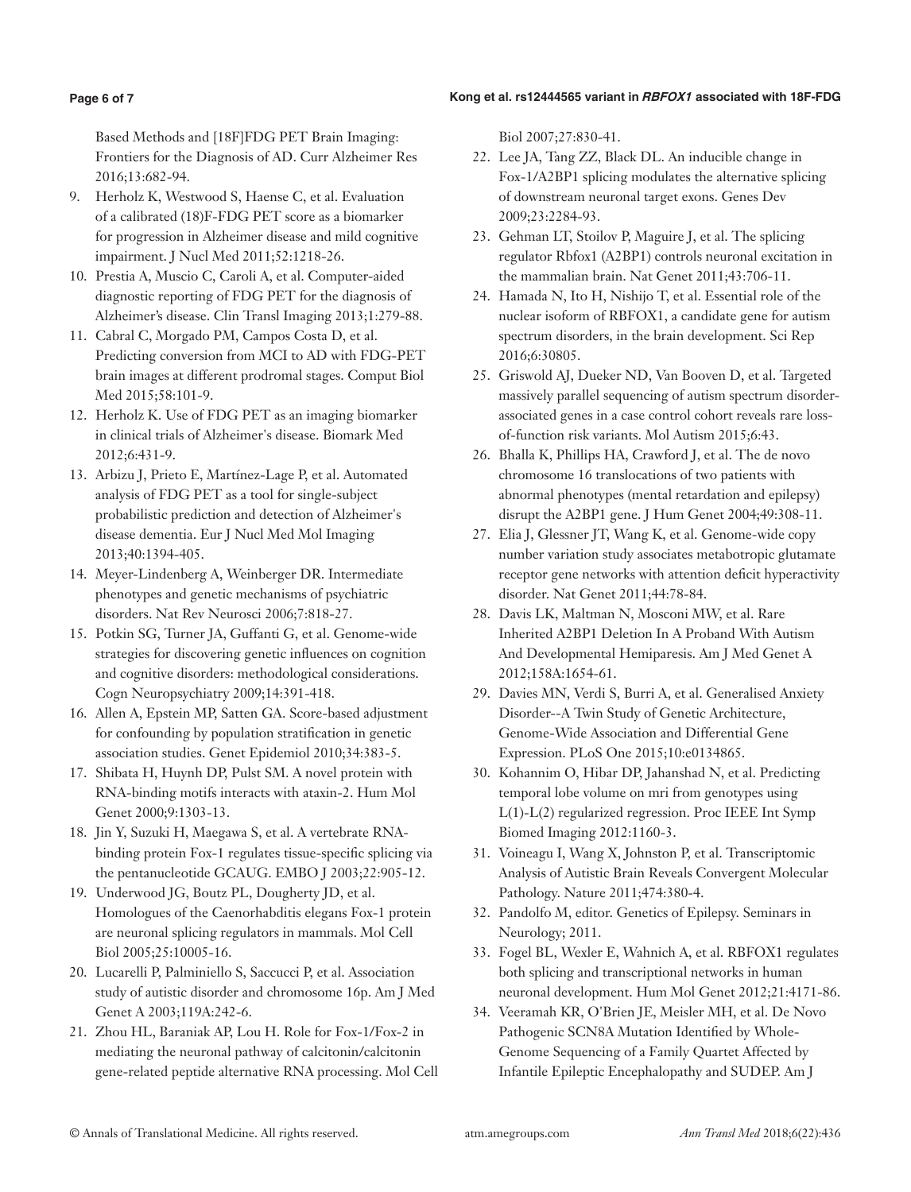Based Methods and [18F]FDG PET Brain Imaging: Frontiers for the Diagnosis of AD. Curr Alzheimer Res 2016;13:682-94.

9. Herholz K, Westwood S, Haense C, et al. Evaluation of a calibrated (18)F-FDG PET score as a biomarker for progression in Alzheimer disease and mild cognitive impairment. J Nucl Med 2011;52:1218-26.
10. Prestia A, Muscio C, Caroli A, et al. Computer-aided diagnostic reporting of FDG PET for the diagnosis of Alzheimer's disease. Clin Transl Imaging 2013;1:279-88.
11. Cabral C, Morgado PM, Campos Costa D, et al. Predicting conversion from MCI to AD with FDG-PET brain images at different prodromal stages. Comput Biol Med 2015;58:101-9.
12. Herholz K. Use of FDG PET as an imaging biomarker in clinical trials of Alzheimer's disease. Biomark Med 2012;6:431-9.
13. Arbizu J, Prieto E, Martínez-Lage P, et al. Automated analysis of FDG PET as a tool for single-subject probabilistic prediction and detection of Alzheimer's disease dementia. Eur J Nucl Med Mol Imaging 2013;40:1394-405.
14. Meyer-Lindenberg A, Weinberger DR. Intermediate phenotypes and genetic mechanisms of psychiatric disorders. Nat Rev Neurosci 2006;7:818-27.
15. Potkin SG, Turner JA, Guffanti G, et al. Genome-wide strategies for discovering genetic influences on cognition and cognitive disorders: methodological considerations. Cogn Neuropsychiatry 2009;14:391-418.
16. Allen A, Epstein MP, Satten GA. Score-based adjustment for confounding by population stratification in genetic association studies. Genet Epidemiol 2010;34:383-5.
17. Shibata H, Huynh DP, Pulst SM. A novel protein with RNA-binding motifs interacts with ataxin-2. Hum Mol Genet 2000;9:1303-13.
18. Jin Y, Suzuki H, Maegawa S, et al. A vertebrate RNA-binding protein Fox-1 regulates tissue-specific splicing via the pentanucleotide GCAUG. EMBO J 2003;22:905-12.
19. Underwood JG, Boutz PL, Dougherty JD, et al. Homologues of the Caenorhabditis elegans Fox-1 protein are neuronal splicing regulators in mammals. Mol Cell Biol 2005;25:10005-16.
20. Lucarelli P, Palminiello S, Saccucci P, et al. Association study of autistic disorder and chromosome 16p. Am J Med Genet A 2003;119A:242-6.
21. Zhou HL, Baraniak AP, Lou H. Role for Fox-1/Fox-2 in mediating the neuronal pathway of calcitonin/calcitonin gene-related peptide alternative RNA processing. Mol Cell Biol 2007;27:830-41.
22. Lee JA, Tang ZZ, Black DL. An inducible change in Fox-1/A2BP1 splicing modulates the alternative splicing of downstream neuronal target exons. Genes Dev 2009;23:2284-93.
23. Gehman LT, Stoilov P, Maguire J, et al. The splicing regulator Rbfox1 (A2BP1) controls neuronal excitation in the mammalian brain. Nat Genet 2011;43:706-11.
24. Hamada N, Ito H, Nishijo T, et al. Essential role of the nuclear isoform of RBFOX1, a candidate gene for autism spectrum disorders, in the brain development. Sci Rep 2016;6:30805.
25. Griswold AJ, Dueker ND, Van Booven D, et al. Targeted massively parallel sequencing of autism spectrum disorder-associated genes in a case control cohort reveals rare loss-of-function risk variants. Mol Autism 2015;6:43.
26. Bhalla K, Phillips HA, Crawford J, et al. The de novo chromosome 16 translocations of two patients with abnormal phenotypes (mental retardation and epilepsy) disrupt the A2BP1 gene. J Hum Genet 2004;49:308-11.
27. Elia J, Glessner JT, Wang K, et al. Genome-wide copy number variation study associates metabotropic glutamate receptor gene networks with attention deficit hyperactivity disorder. Nat Genet 2011;44:78-84.
28. Davis LK, Maltman N, Mosconi MW, et al. Rare Inherited A2BP1 Deletion In A Proband With Autism And Developmental Hemiparesis. Am J Med Genet A 2012;158A:1654-61.
29. Davies MN, Verdi S, Burri A, et al. Generalised Anxiety Disorder--A Twin Study of Genetic Architecture, Genome-Wide Association and Differential Gene Expression. PLoS One 2015;10:e0134865.
30. Kohannim O, Hibar DP, Jahanshad N, et al. Predicting temporal lobe volume on mri from genotypes using L(1)-L(2) regularized regression. Proc IEEE Int Symp Biomed Imaging 2012:1160-3.
31. Voineagu I, Wang X, Johnston P, et al. Transcriptomic Analysis of Autistic Brain Reveals Convergent Molecular Pathology. Nature 2011;474:380-4.
32. Pandolfo M, editor. Genetics of Epilepsy. Seminars in Neurology; 2011.
33. Fogel BL, Wexler E, Wahnich A, et al. RBFOX1 regulates both splicing and transcriptional networks in human neuronal development. Hum Mol Genet 2012;21:4171-86.
34. Veeramah KR, O'Brien JE, Meisler MH, et al. De Novo Pathogenic SCN8A Mutation Identified by Whole-Genome Sequencing of a Family Quartet Affected by Infantile Epileptic Encephalopathy and SUDEP. Am J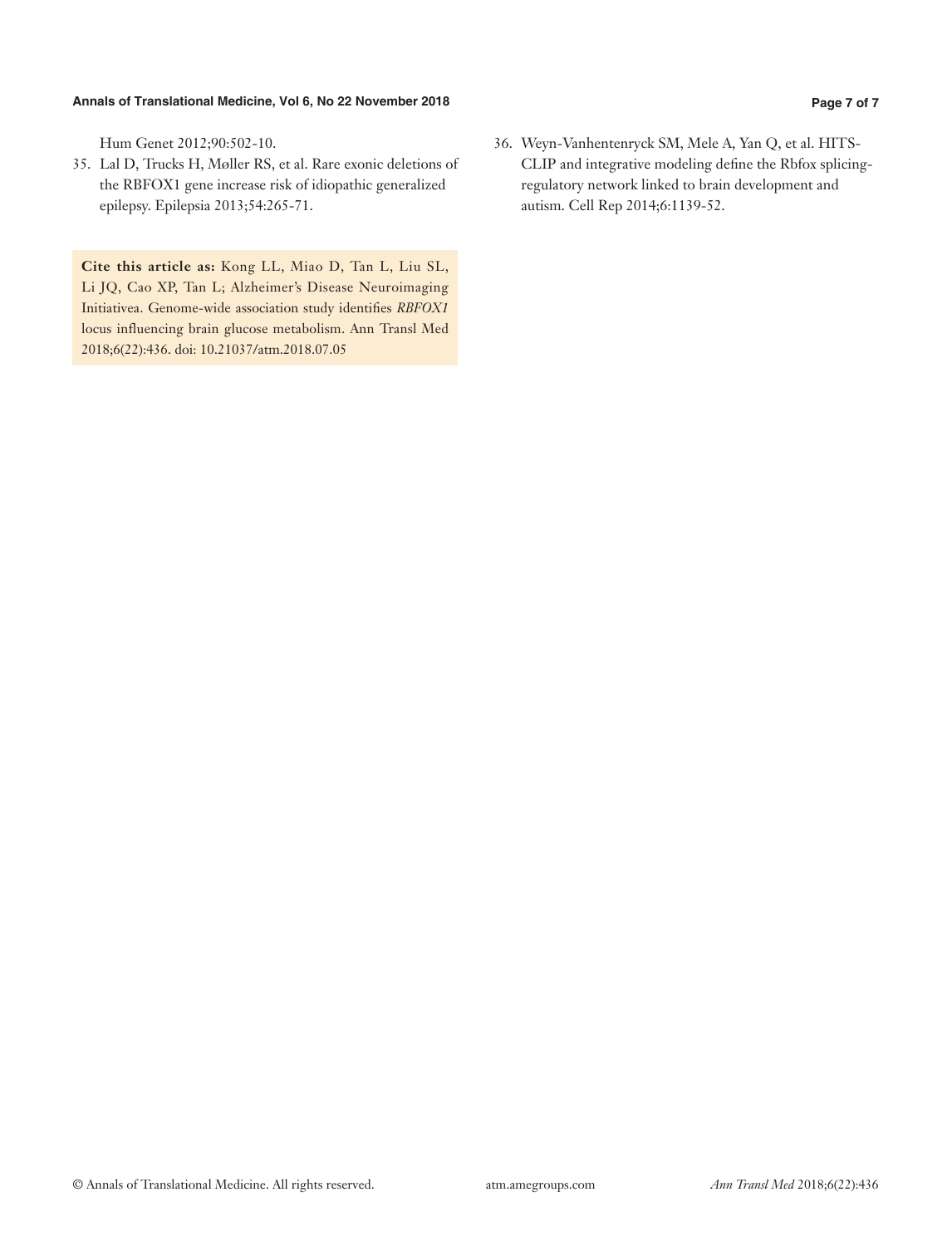Hum Genet 2012;90:502-10.

35. Lal D, Trucks H, Møller RS, et al. Rare exonic deletions of the RBFOX1 gene increase risk of idiopathic generalized epilepsy. Epilepsia 2013;54:265-71.
36. Weyn-Vanhentenryck SM, Mele A, Yan Q, et al. HITS-CLIP and integrative modeling define the Rbfox splicing-regulatory network linked to brain development and autism. Cell Rep 2014;6:1139-52.

**Cite this article as:** Kong LL, Miao D, Tan L, Liu SL, Li JQ, Cao XP, Tan L; Alzheimer's Disease Neuroimaging Initiativea. Genome-wide association study identifies *RBFOX1* locus influencing brain glucose metabolism. Ann Transl Med 2018;6(22):436. doi: 10.21037/atm.2018.07.05